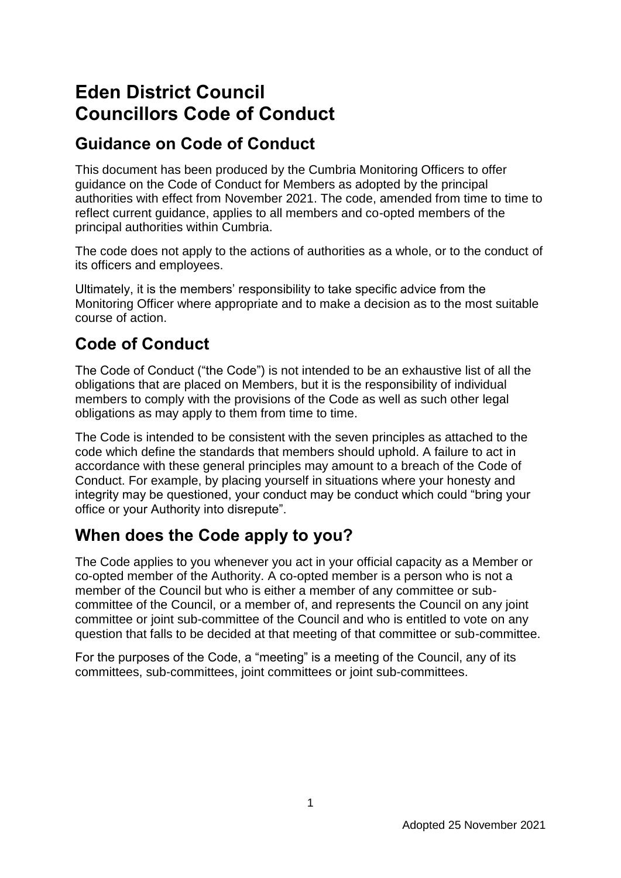# Eden District Council
# Councillors Code of Conduct

## Guidance on Code of Conduct

This document has been produced by the Cumbria Monitoring Officers to offer guidance on the Code of Conduct for Members as adopted by the principal authorities with effect from November 2021. The code, amended from time to time to reflect current guidance, applies to all members and co-opted members of the principal authorities within Cumbria.

The code does not apply to the actions of authorities as a whole, or to the conduct of its officers and employees.

Ultimately, it is the members' responsibility to take specific advice from the Monitoring Officer where appropriate and to make a decision as to the most suitable course of action.

## Code of Conduct

The Code of Conduct ("the Code") is not intended to be an exhaustive list of all the obligations that are placed on Members, but it is the responsibility of individual members to comply with the provisions of the Code as well as such other legal obligations as may apply to them from time to time.

The Code is intended to be consistent with the seven principles as attached to the code which define the standards that members should uphold. A failure to act in accordance with these general principles may amount to a breach of the Code of Conduct. For example, by placing yourself in situations where your honesty and integrity may be questioned, your conduct may be conduct which could "bring your office or your Authority into disrepute".

## When does the Code apply to you?

The Code applies to you whenever you act in your official capacity as a Member or co-opted member of the Authority. A co-opted member is a person who is not a member of the Council but who is either a member of any committee or sub-committee of the Council, or a member of, and represents the Council on any joint committee or joint sub-committee of the Council and who is entitled to vote on any question that falls to be decided at that meeting of that committee or sub-committee.

For the purposes of the Code, a "meeting" is a meeting of the Council, any of its committees, sub-committees, joint committees or joint sub-committees.

Adopted 25 November 2021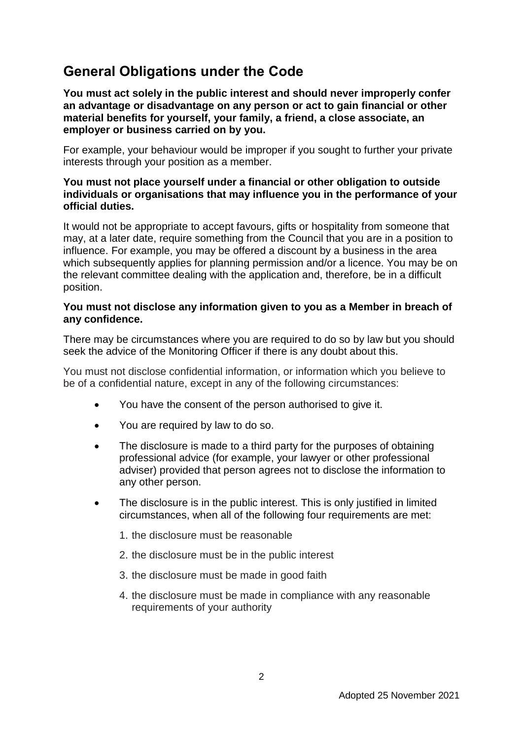## General Obligations under the Code

**You must act solely in the public interest and should never improperly confer an advantage or disadvantage on any person or act to gain financial or other material benefits for yourself, your family, a friend, a close associate, an employer or business carried on by you.**

For example, your behaviour would be improper if you sought to further your private interests through your position as a member.

**You must not place yourself under a financial or other obligation to outside individuals or organisations that may influence you in the performance of your official duties.**

It would not be appropriate to accept favours, gifts or hospitality from someone that may, at a later date, require something from the Council that you are in a position to influence. For example, you may be offered a discount by a business in the area which subsequently applies for planning permission and/or a licence. You may be on the relevant committee dealing with the application and, therefore, be in a difficult position.

**You must not disclose any information given to you as a Member in breach of any confidence.**

There may be circumstances where you are required to do so by law but you should seek the advice of the Monitoring Officer if there is any doubt about this.

You must not disclose confidential information, or information which you believe to be of a confidential nature, except in any of the following circumstances:

- You have the consent of the person authorised to give it.
- You are required by law to do so.
- The disclosure is made to a third party for the purposes of obtaining professional advice (for example, your lawyer or other professional adviser) provided that person agrees not to disclose the information to any other person.
- The disclosure is in the public interest. This is only justified in limited circumstances, when all of the following four requirements are met:
    1. the disclosure must be reasonable
    2. the disclosure must be in the public interest
    3. the disclosure must be made in good faith
    4. the disclosure must be made in compliance with any reasonable requirements of your authority

Adopted 25 November 2021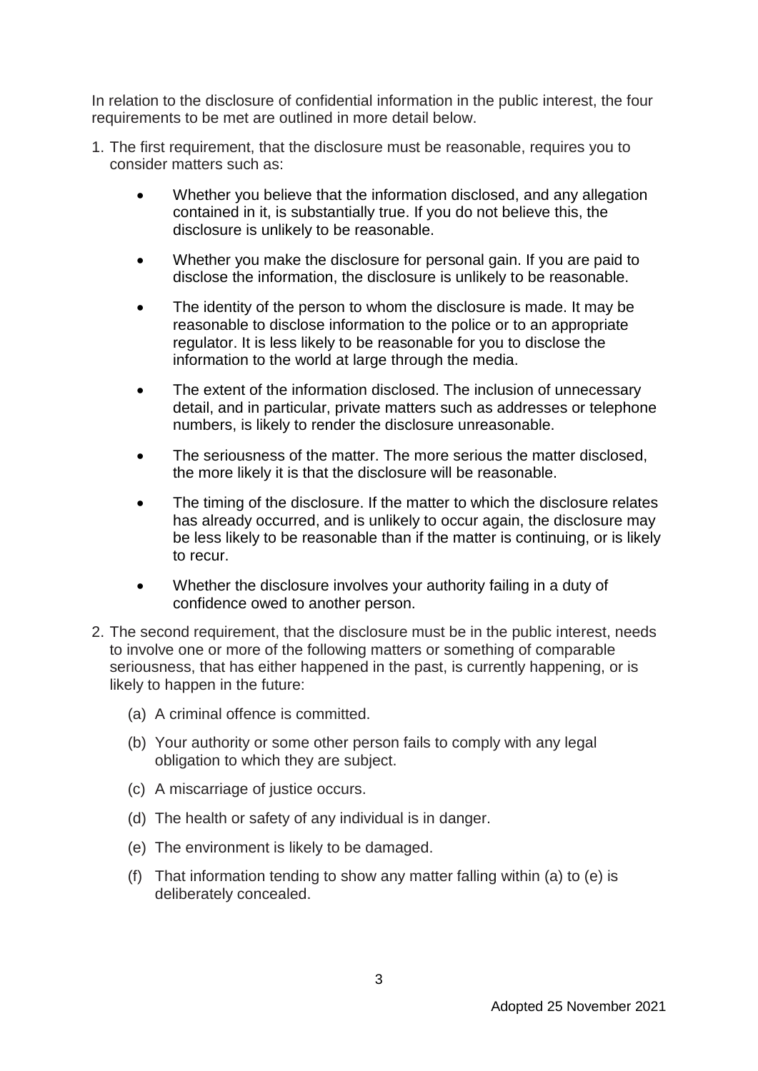In relation to the disclosure of confidential information in the public interest, the four requirements to be met are outlined in more detail below.

1. The first requirement, that the disclosure must be reasonable, requires you to consider matters such as:

    - Whether you believe that the information disclosed, and any allegation contained in it, is substantially true. If you do not believe this, the disclosure is unlikely to be reasonable.
    - Whether you make the disclosure for personal gain. If you are paid to disclose the information, the disclosure is unlikely to be reasonable.
    - The identity of the person to whom the disclosure is made. It may be reasonable to disclose information to the police or to an appropriate regulator. It is less likely to be reasonable for you to disclose the information to the world at large through the media.
    - The extent of the information disclosed. The inclusion of unnecessary detail, and in particular, private matters such as addresses or telephone numbers, is likely to render the disclosure unreasonable.
    - The seriousness of the matter. The more serious the matter disclosed, the more likely it is that the disclosure will be reasonable.
    - The timing of the disclosure. If the matter to which the disclosure relates has already occurred, and is unlikely to occur again, the disclosure may be less likely to be reasonable than if the matter is continuing, or is likely to recur.
    - Whether the disclosure involves your authority failing in a duty of confidence owed to another person.

2. The second requirement, that the disclosure must be in the public interest, needs to involve one or more of the following matters or something of comparable seriousness, that has either happened in the past, is currently happening, or is likely to happen in the future:

    (a) A criminal offence is committed.

    (b) Your authority or some other person fails to comply with any legal obligation to which they are subject.

    (c) A miscarriage of justice occurs.

    (d) The health or safety of any individual is in danger.

    (e) The environment is likely to be damaged.

    (f) That information tending to show any matter falling within (a) to (e) is deliberately concealed.

Adopted 25 November 2021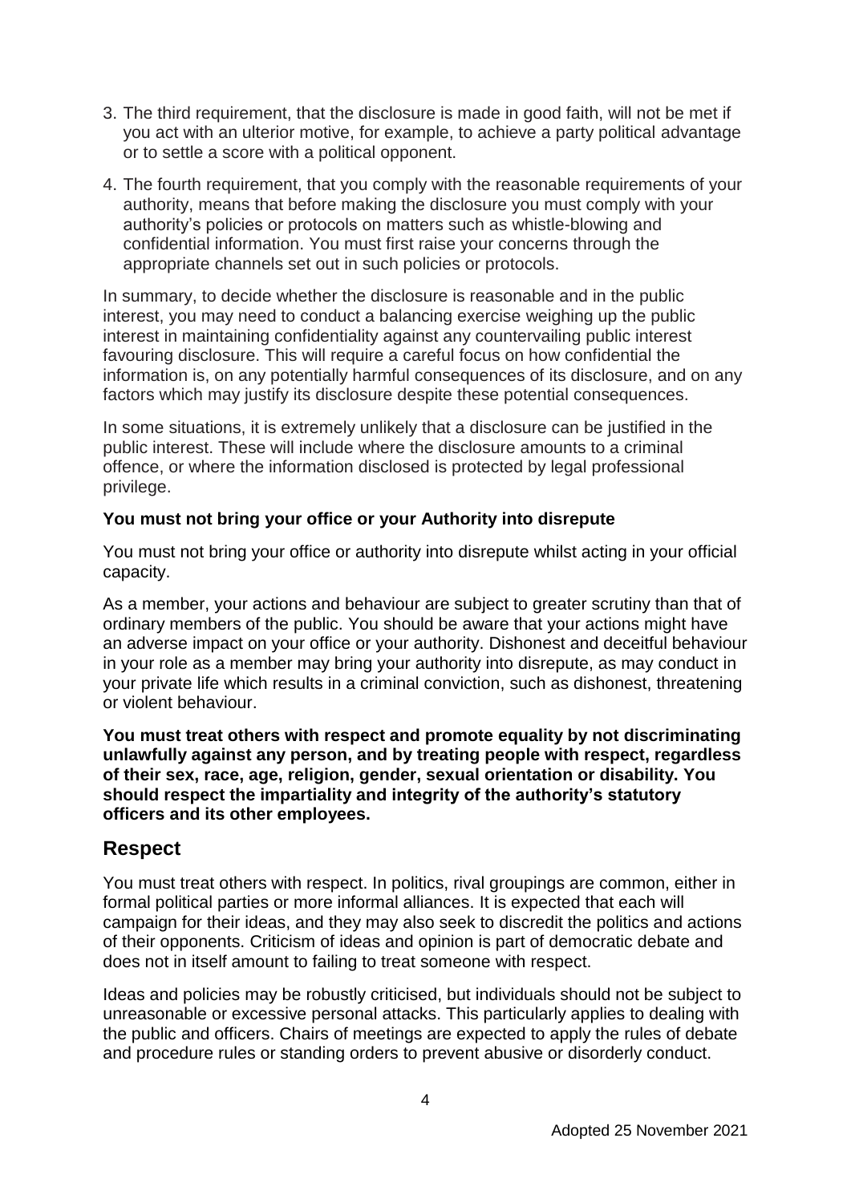3. The third requirement, that the disclosure is made in good faith, will not be met if you act with an ulterior motive, for example, to achieve a party political advantage or to settle a score with a political opponent.

4. The fourth requirement, that you comply with the reasonable requirements of your authority, means that before making the disclosure you must comply with your authority's policies or protocols on matters such as whistle-blowing and confidential information. You must first raise your concerns through the appropriate channels set out in such policies or protocols.

In summary, to decide whether the disclosure is reasonable and in the public interest, you may need to conduct a balancing exercise weighing up the public interest in maintaining confidentiality against any countervailing public interest favouring disclosure. This will require a careful focus on how confidential the information is, on any potentially harmful consequences of its disclosure, and on any factors which may justify its disclosure despite these potential consequences.

In some situations, it is extremely unlikely that a disclosure can be justified in the public interest. These will include where the disclosure amounts to a criminal offence, or where the information disclosed is protected by legal professional privilege.

**You must not bring your office or your Authority into disrepute**

You must not bring your office or authority into disrepute whilst acting in your official capacity.

As a member, your actions and behaviour are subject to greater scrutiny than that of ordinary members of the public. You should be aware that your actions might have an adverse impact on your office or your authority. Dishonest and deceitful behaviour in your role as a member may bring your authority into disrepute, as may conduct in your private life which results in a criminal conviction, such as dishonest, threatening or violent behaviour.

**You must treat others with respect and promote equality by not discriminating unlawfully against any person, and by treating people with respect, regardless of their sex, race, age, religion, gender, sexual orientation or disability. You should respect the impartiality and integrity of the authority's statutory officers and its other employees.**

## Respect

You must treat others with respect. In politics, rival groupings are common, either in formal political parties or more informal alliances. It is expected that each will campaign for their ideas, and they may also seek to discredit the politics and actions of their opponents. Criticism of ideas and opinion is part of democratic debate and does not in itself amount to failing to treat someone with respect.

Ideas and policies may be robustly criticised, but individuals should not be subject to unreasonable or excessive personal attacks. This particularly applies to dealing with the public and officers. Chairs of meetings are expected to apply the rules of debate and procedure rules or standing orders to prevent abusive or disorderly conduct.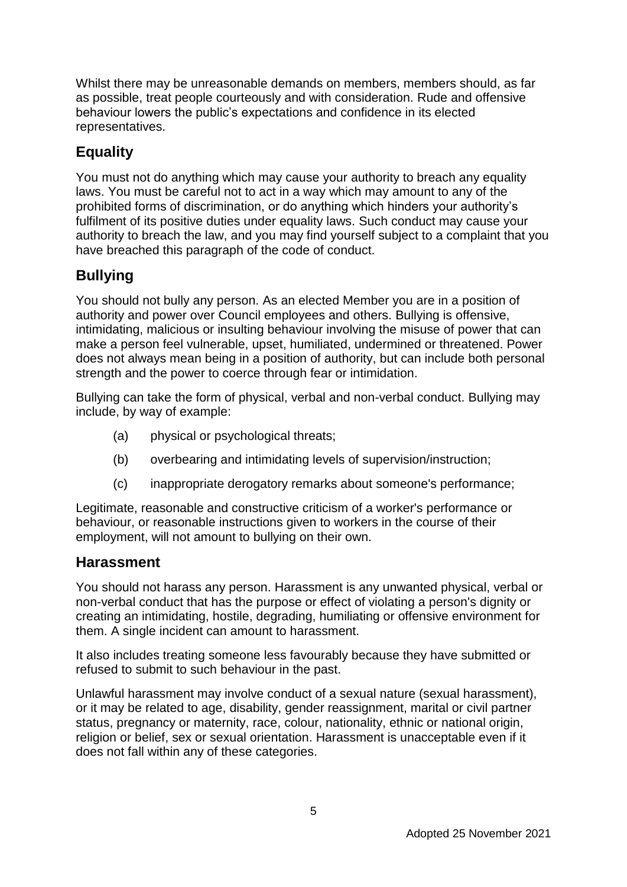Whilst there may be unreasonable demands on members, members should, as far as possible, treat people courteously and with consideration. Rude and offensive behaviour lowers the public's expectations and confidence in its elected representatives.

## Equality

You must not do anything which may cause your authority to breach any equality laws. You must be careful not to act in a way which may amount to any of the prohibited forms of discrimination, or do anything which hinders your authority's fulfilment of its positive duties under equality laws. Such conduct may cause your authority to breach the law, and you may find yourself subject to a complaint that you have breached this paragraph of the code of conduct.

## Bullying

You should not bully any person. As an elected Member you are in a position of authority and power over Council employees and others. Bullying is offensive, intimidating, malicious or insulting behaviour involving the misuse of power that can make a person feel vulnerable, upset, humiliated, undermined or threatened. Power does not always mean being in a position of authority, but can include both personal strength and the power to coerce through fear or intimidation.

Bullying can take the form of physical, verbal and non-verbal conduct. Bullying may include, by way of example:

(a) physical or psychological threats;

(b) overbearing and intimidating levels of supervision/instruction;

(c) inappropriate derogatory remarks about someone's performance;

Legitimate, reasonable and constructive criticism of a worker's performance or behaviour, or reasonable instructions given to workers in the course of their employment, will not amount to bullying on their own.

## Harassment

You should not harass any person. Harassment is any unwanted physical, verbal or non-verbal conduct that has the purpose or effect of violating a person's dignity or creating an intimidating, hostile, degrading, humiliating or offensive environment for them. A single incident can amount to harassment.

It also includes treating someone less favourably because they have submitted or refused to submit to such behaviour in the past.

Unlawful harassment may involve conduct of a sexual nature (sexual harassment), or it may be related to age, disability, gender reassignment, marital or civil partner status, pregnancy or maternity, race, colour, nationality, ethnic or national origin, religion or belief, sex or sexual orientation. Harassment is unacceptable even if it does not fall within any of these categories.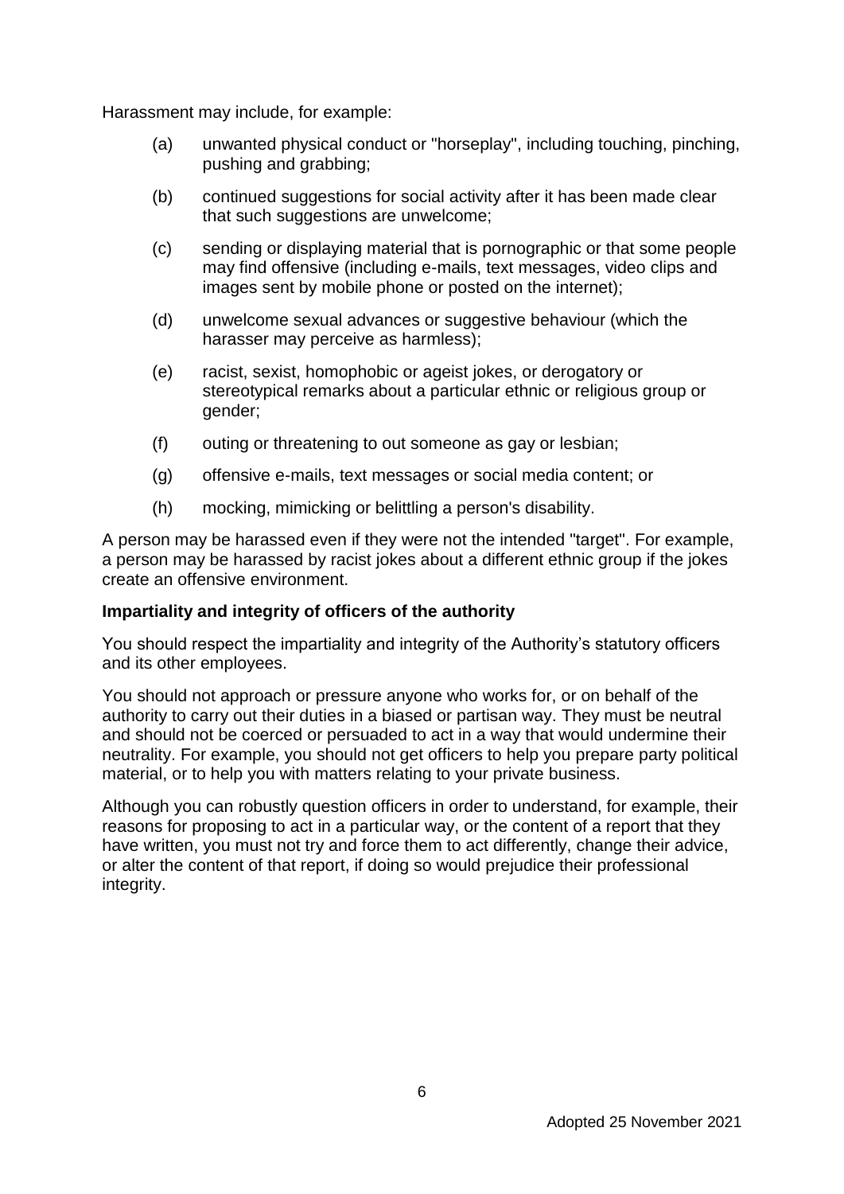Harassment may include, for example:

- (a) unwanted physical conduct or "horseplay", including touching, pinching, pushing and grabbing;
- (b) continued suggestions for social activity after it has been made clear that such suggestions are unwelcome;
- (c) sending or displaying material that is pornographic or that some people may find offensive (including e-mails, text messages, video clips and images sent by mobile phone or posted on the internet);
- (d) unwelcome sexual advances or suggestive behaviour (which the harasser may perceive as harmless);
- (e) racist, sexist, homophobic or ageist jokes, or derogatory or stereotypical remarks about a particular ethnic or religious group or gender;
- (f) outing or threatening to out someone as gay or lesbian;
- (g) offensive e-mails, text messages or social media content; or
- (h) mocking, mimicking or belittling a person's disability.

A person may be harassed even if they were not the intended "target". For example, a person may be harassed by racist jokes about a different ethnic group if the jokes create an offensive environment.

**Impartiality and integrity of officers of the authority**

You should respect the impartiality and integrity of the Authority's statutory officers and its other employees.

You should not approach or pressure anyone who works for, or on behalf of the authority to carry out their duties in a biased or partisan way. They must be neutral and should not be coerced or persuaded to act in a way that would undermine their neutrality. For example, you should not get officers to help you prepare party political material, or to help you with matters relating to your private business.

Although you can robustly question officers in order to understand, for example, their reasons for proposing to act in a particular way, or the content of a report that they have written, you must not try and force them to act differently, change their advice, or alter the content of that report, if doing so would prejudice their professional integrity.

Adopted 25 November 2021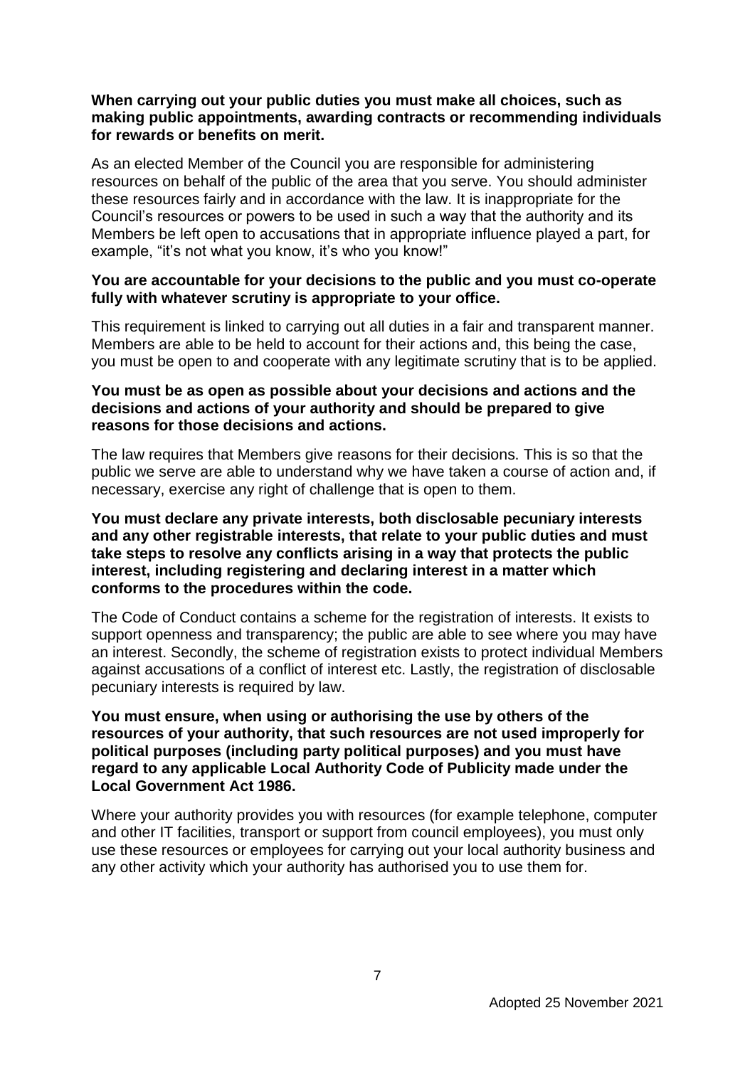**When carrying out your public duties you must make all choices, such as making public appointments, awarding contracts or recommending individuals for rewards or benefits on merit.**

As an elected Member of the Council you are responsible for administering resources on behalf of the public of the area that you serve. You should administer these resources fairly and in accordance with the law. It is inappropriate for the Council's resources or powers to be used in such a way that the authority and its Members be left open to accusations that in appropriate influence played a part, for example, "it's not what you know, it's who you know!"

**You are accountable for your decisions to the public and you must co-operate fully with whatever scrutiny is appropriate to your office.**

This requirement is linked to carrying out all duties in a fair and transparent manner. Members are able to be held to account for their actions and, this being the case, you must be open to and cooperate with any legitimate scrutiny that is to be applied.

**You must be as open as possible about your decisions and actions and the decisions and actions of your authority and should be prepared to give reasons for those decisions and actions.**

The law requires that Members give reasons for their decisions. This is so that the public we serve are able to understand why we have taken a course of action and, if necessary, exercise any right of challenge that is open to them.

**You must declare any private interests, both disclosable pecuniary interests and any other registrable interests, that relate to your public duties and must take steps to resolve any conflicts arising in a way that protects the public interest, including registering and declaring interest in a matter which conforms to the procedures within the code.**

The Code of Conduct contains a scheme for the registration of interests. It exists to support openness and transparency; the public are able to see where you may have an interest. Secondly, the scheme of registration exists to protect individual Members against accusations of a conflict of interest etc. Lastly, the registration of disclosable pecuniary interests is required by law.

**You must ensure, when using or authorising the use by others of the resources of your authority, that such resources are not used improperly for political purposes (including party political purposes) and you must have regard to any applicable Local Authority Code of Publicity made under the Local Government Act 1986.**

Where your authority provides you with resources (for example telephone, computer and other IT facilities, transport or support from council employees), you must only use these resources or employees for carrying out your local authority business and any other activity which your authority has authorised you to use them for.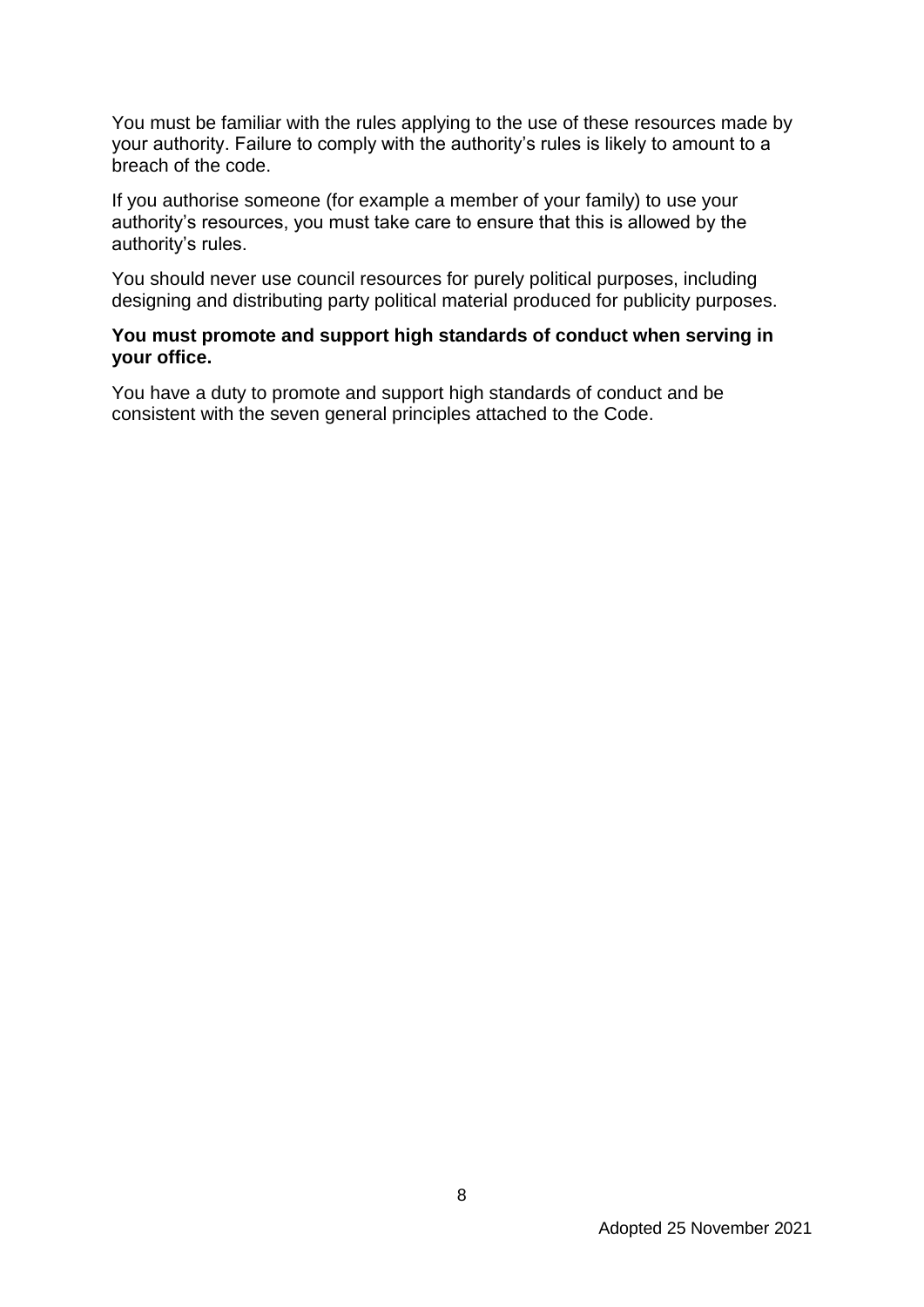You must be familiar with the rules applying to the use of these resources made by your authority. Failure to comply with the authority's rules is likely to amount to a breach of the code.

If you authorise someone (for example a member of your family) to use your authority's resources, you must take care to ensure that this is allowed by the authority's rules.

You should never use council resources for purely political purposes, including designing and distributing party political material produced for publicity purposes.

**You must promote and support high standards of conduct when serving in your office.**

You have a duty to promote and support high standards of conduct and be consistent with the seven general principles attached to the Code.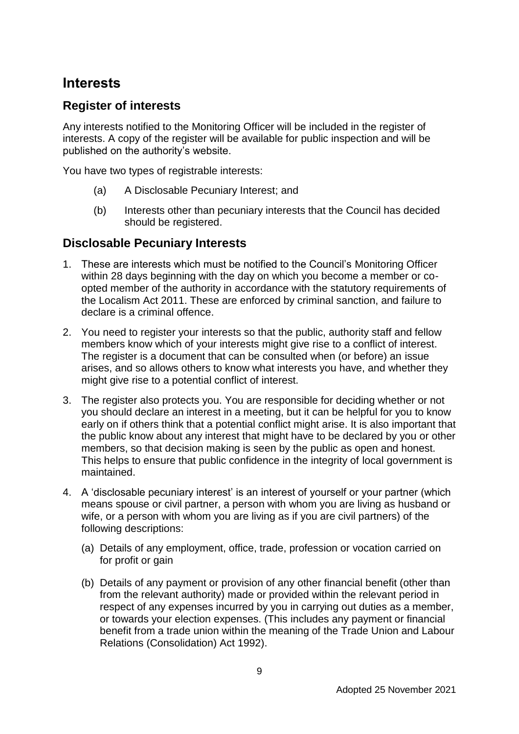# Interests

## Register of interests

Any interests notified to the Monitoring Officer will be included in the register of interests. A copy of the register will be available for public inspection and will be published on the authority's website.

You have two types of registrable interests:

(a) A Disclosable Pecuniary Interest; and

(b) Interests other than pecuniary interests that the Council has decided should be registered.

## Disclosable Pecuniary Interests

1. These are interests which must be notified to the Council's Monitoring Officer within 28 days beginning with the day on which you become a member or co-opted member of the authority in accordance with the statutory requirements of the Localism Act 2011. These are enforced by criminal sanction, and failure to declare is a criminal offence.
2. You need to register your interests so that the public, authority staff and fellow members know which of your interests might give rise to a conflict of interest. The register is a document that can be consulted when (or before) an issue arises, and so allows others to know what interests you have, and whether they might give rise to a potential conflict of interest.
3. The register also protects you. You are responsible for deciding whether or not you should declare an interest in a meeting, but it can be helpful for you to know early on if others think that a potential conflict might arise. It is also important that the public know about any interest that might have to be declared by you or other members, so that decision making is seen by the public as open and honest. This helps to ensure that public confidence in the integrity of local government is maintained.
4. A 'disclosable pecuniary interest' is an interest of yourself or your partner (which means spouse or civil partner, a person with whom you are living as husband or wife, or a person with whom you are living as if you are civil partners) of the following descriptions:
   (a) Details of any employment, office, trade, profession or vocation carried on for profit or gain

   (b) Details of any payment or provision of any other financial benefit (other than from the relevant authority) made or provided within the relevant period in respect of any expenses incurred by you in carrying out duties as a member, or towards your election expenses. (This includes any payment or financial benefit from a trade union within the meaning of the Trade Union and Labour Relations (Consolidation) Act 1992).

Adopted 25 November 2021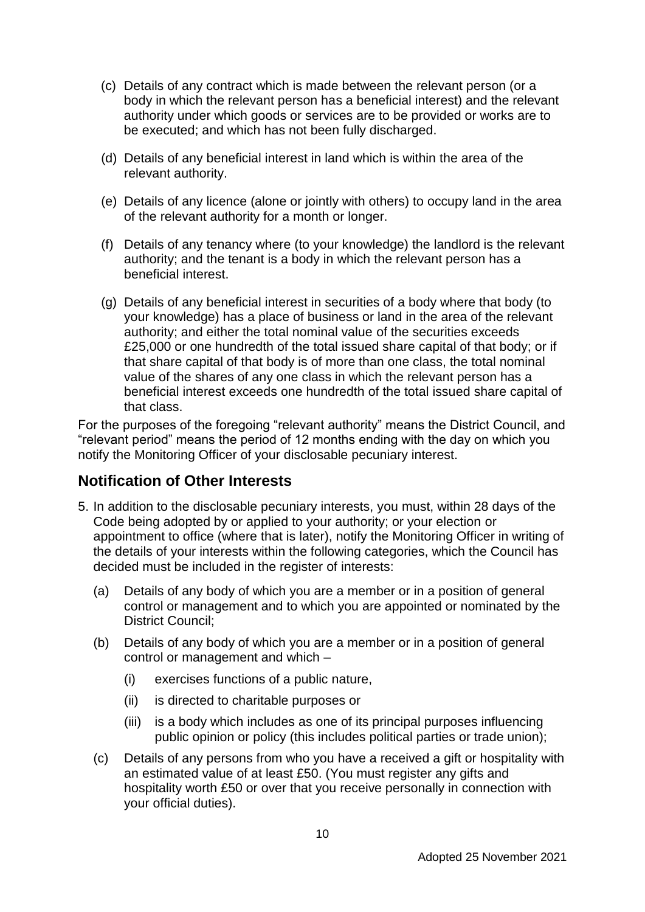(c) Details of any contract which is made between the relevant person (or a body in which the relevant person has a beneficial interest) and the relevant authority under which goods or services are to be provided or works are to be executed; and which has not been fully discharged.

(d) Details of any beneficial interest in land which is within the area of the relevant authority.

(e) Details of any licence (alone or jointly with others) to occupy land in the area of the relevant authority for a month or longer.

(f) Details of any tenancy where (to your knowledge) the landlord is the relevant authority; and the tenant is a body in which the relevant person has a beneficial interest.

(g) Details of any beneficial interest in securities of a body where that body (to your knowledge) has a place of business or land in the area of the relevant authority; and either the total nominal value of the securities exceeds £25,000 or one hundredth of the total issued share capital of that body; or if that share capital of that body is of more than one class, the total nominal value of the shares of any one class in which the relevant person has a beneficial interest exceeds one hundredth of the total issued share capital of that class.

For the purposes of the foregoing "relevant authority" means the District Council, and "relevant period" means the period of 12 months ending with the day on which you notify the Monitoring Officer of your disclosable pecuniary interest.

## Notification of Other Interests

5. In addition to the disclosable pecuniary interests, you must, within 28 days of the Code being adopted by or applied to your authority; or your election or appointment to office (where that is later), notify the Monitoring Officer in writing of the details of your interests within the following categories, which the Council has decided must be included in the register of interests:

   (a) Details of any body of which you are a member or in a position of general control or management and to which you are appointed or nominated by the District Council;

   (b) Details of any body of which you are a member or in a position of general control or management and which –

      (i) exercises functions of a public nature,

      (ii) is directed to charitable purposes or

      (iii) is a body which includes as one of its principal purposes influencing public opinion or policy (this includes political parties or trade union);

   (c) Details of any persons from who you have a received a gift or hospitality with an estimated value of at least £50. (You must register any gifts and hospitality worth £50 or over that you receive personally in connection with your official duties).

Adopted 25 November 2021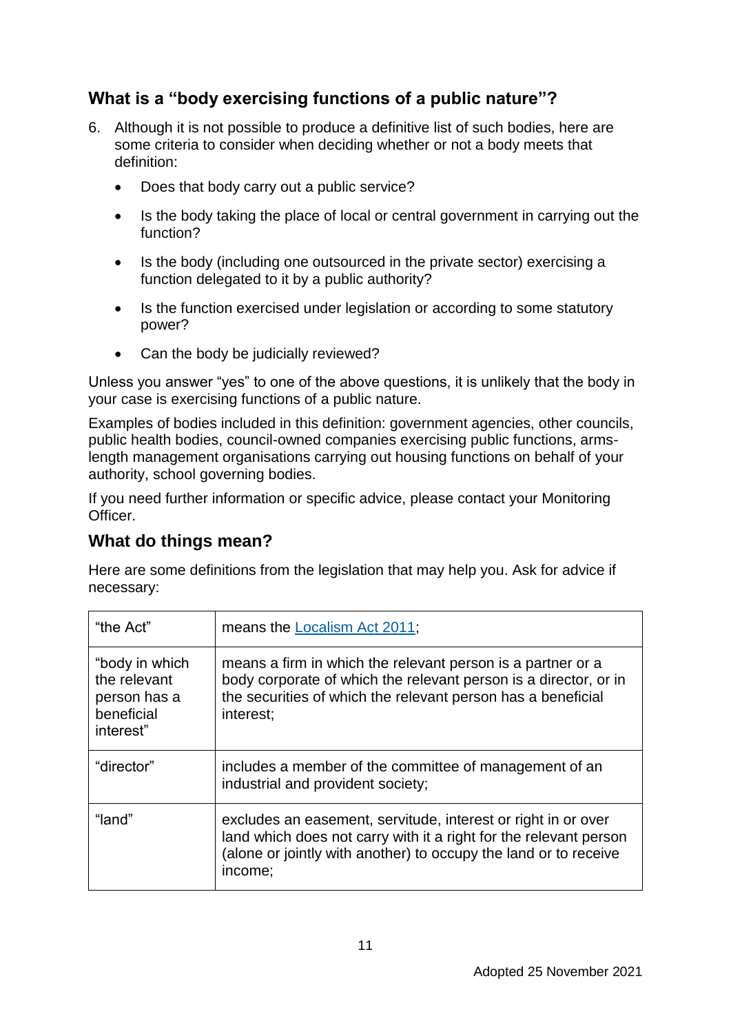## What is a "body exercising functions of a public nature"?

6. Although it is not possible to produce a definitive list of such bodies, here are some criteria to consider when deciding whether or not a body meets that definition:

   - Does that body carry out a public service?
   - Is the body taking the place of local or central government in carrying out the function?
   - Is the body (including one outsourced in the private sector) exercising a function delegated to it by a public authority?
   - Is the function exercised under legislation or according to some statutory power?
   - Can the body be judicially reviewed?

Unless you answer "yes" to one of the above questions, it is unlikely that the body in your case is exercising functions of a public nature.

Examples of bodies included in this definition: government agencies, other councils, public health bodies, council-owned companies exercising public functions, arms-length management organisations carrying out housing functions on behalf of your authority, school governing bodies.

If you need further information or specific advice, please contact your Monitoring Officer.

## What do things mean?

Here are some definitions from the legislation that may help you. Ask for advice if necessary:

| | |
|---|---|
| "the Act" | means the Localism Act 2011; |
| "body in which the relevant person has a beneficial interest" | means a firm in which the relevant person is a partner or a body corporate of which the relevant person is a director, or in the securities of which the relevant person has a beneficial interest; |
| "director" | includes a member of the committee of management of an industrial and provident society; |
| "land" | excludes an easement, servitude, interest or right in or over land which does not carry with it a right for the relevant person (alone or jointly with another) to occupy the land or to receive income; |

Adopted 25 November 2021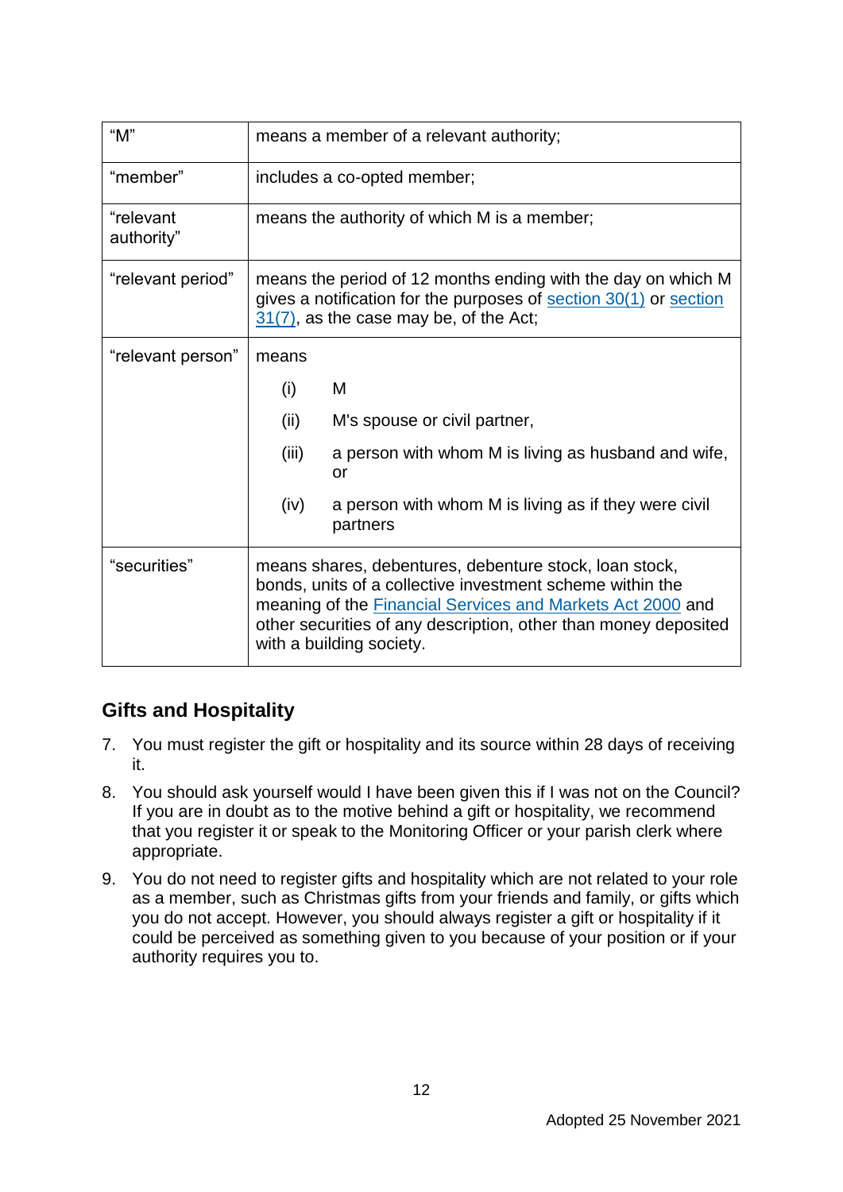| | |
|---|---|
| "M" | means a member of a relevant authority; |
| "member" | includes a co-opted member; |
| "relevant authority" | means the authority of which M is a member; |
| "relevant period" | means the period of 12 months ending with the day on which M gives a notification for the purposes of section 30(1) or section 31(7), as the case may be, of the Act; |
| "relevant person" | means<br>(i) M<br>(ii) M's spouse or civil partner,<br>(iii) a person with whom M is living as husband and wife, or<br>(iv) a person with whom M is living as if they were civil partners |
| "securities" | means shares, debentures, debenture stock, loan stock, bonds, units of a collective investment scheme within the meaning of the Financial Services and Markets Act 2000 and other securities of any description, other than money deposited with a building society. |

## Gifts and Hospitality

7. You must register the gift or hospitality and its source within 28 days of receiving it.
8. You should ask yourself would I have been given this if I was not on the Council? If you are in doubt as to the motive behind a gift or hospitality, we recommend that you register it or speak to the Monitoring Officer or your parish clerk where appropriate.
9. You do not need to register gifts and hospitality which are not related to your role as a member, such as Christmas gifts from your friends and family, or gifts which you do not accept. However, you should always register a gift or hospitality if it could be perceived as something given to you because of your position or if your authority requires you to.

Adopted 25 November 2021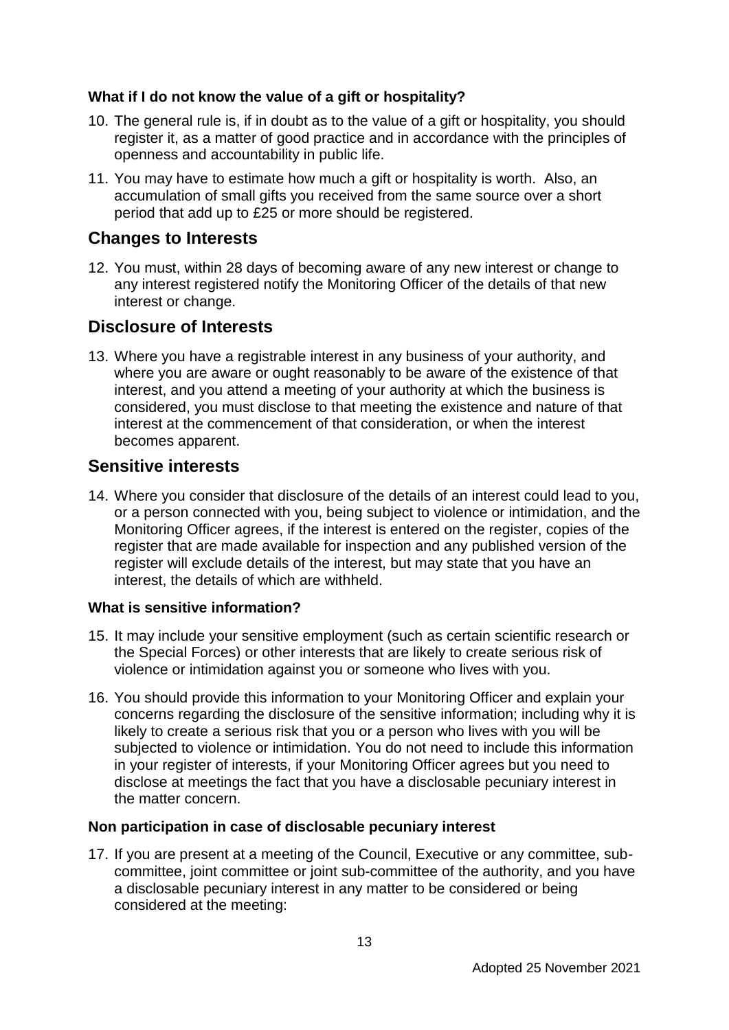### What if I do not know the value of a gift or hospitality?

10. The general rule is, if in doubt as to the value of a gift or hospitality, you should register it, as a matter of good practice and in accordance with the principles of openness and accountability in public life.

11. You may have to estimate how much a gift or hospitality is worth. Also, an accumulation of small gifts you received from the same source over a short period that add up to £25 or more should be registered.

## Changes to Interests

12. You must, within 28 days of becoming aware of any new interest or change to any interest registered notify the Monitoring Officer of the details of that new interest or change.

## Disclosure of Interests

13. Where you have a registrable interest in any business of your authority, and where you are aware or ought reasonably to be aware of the existence of that interest, and you attend a meeting of your authority at which the business is considered, you must disclose to that meeting the existence and nature of that interest at the commencement of that consideration, or when the interest becomes apparent.

## Sensitive interests

14. Where you consider that disclosure of the details of an interest could lead to you, or a person connected with you, being subject to violence or intimidation, and the Monitoring Officer agrees, if the interest is entered on the register, copies of the register that are made available for inspection and any published version of the register will exclude details of the interest, but may state that you have an interest, the details of which are withheld.

### What is sensitive information?

15. It may include your sensitive employment (such as certain scientific research or the Special Forces) or other interests that are likely to create serious risk of violence or intimidation against you or someone who lives with you.

16. You should provide this information to your Monitoring Officer and explain your concerns regarding the disclosure of the sensitive information; including why it is likely to create a serious risk that you or a person who lives with you will be subjected to violence or intimidation. You do not need to include this information in your register of interests, if your Monitoring Officer agrees but you need to disclose at meetings the fact that you have a disclosable pecuniary interest in the matter concern.

### Non participation in case of disclosable pecuniary interest

17. If you are present at a meeting of the Council, Executive or any committee, sub-committee, joint committee or joint sub-committee of the authority, and you have a disclosable pecuniary interest in any matter to be considered or being considered at the meeting: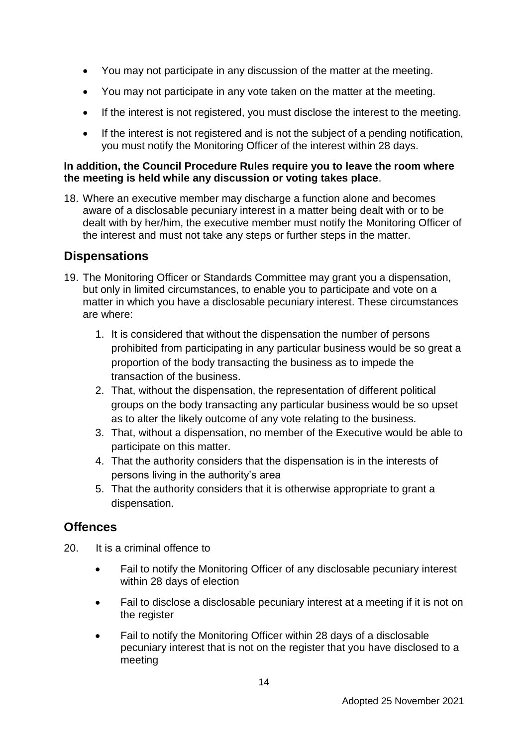- You may not participate in any discussion of the matter at the meeting.
- You may not participate in any vote taken on the matter at the meeting.
- If the interest is not registered, you must disclose the interest to the meeting.
- If the interest is not registered and is not the subject of a pending notification, you must notify the Monitoring Officer of the interest within 28 days.

**In addition, the Council Procedure Rules require you to leave the room where the meeting is held while any discussion or voting takes place**.

18. Where an executive member may discharge a function alone and becomes aware of a disclosable pecuniary interest in a matter being dealt with or to be dealt with by her/him, the executive member must notify the Monitoring Officer of the interest and must not take any steps or further steps in the matter.

## Dispensations

19. The Monitoring Officer or Standards Committee may grant you a dispensation, but only in limited circumstances, to enable you to participate and vote on a matter in which you have a disclosable pecuniary interest. These circumstances are where:

    1. It is considered that without the dispensation the number of persons prohibited from participating in any particular business would be so great a proportion of the body transacting the business as to impede the transaction of the business.
    2. That, without the dispensation, the representation of different political groups on the body transacting any particular business would be so upset as to alter the likely outcome of any vote relating to the business.
    3. That, without a dispensation, no member of the Executive would be able to participate on this matter.
    4. That the authority considers that the dispensation is in the interests of persons living in the authority's area
    5. That the authority considers that it is otherwise appropriate to grant a dispensation.

## Offences

20. It is a criminal offence to

    - Fail to notify the Monitoring Officer of any disclosable pecuniary interest within 28 days of election
    - Fail to disclose a disclosable pecuniary interest at a meeting if it is not on the register
    - Fail to notify the Monitoring Officer within 28 days of a disclosable pecuniary interest that is not on the register that you have disclosed to a meeting

Adopted 25 November 2021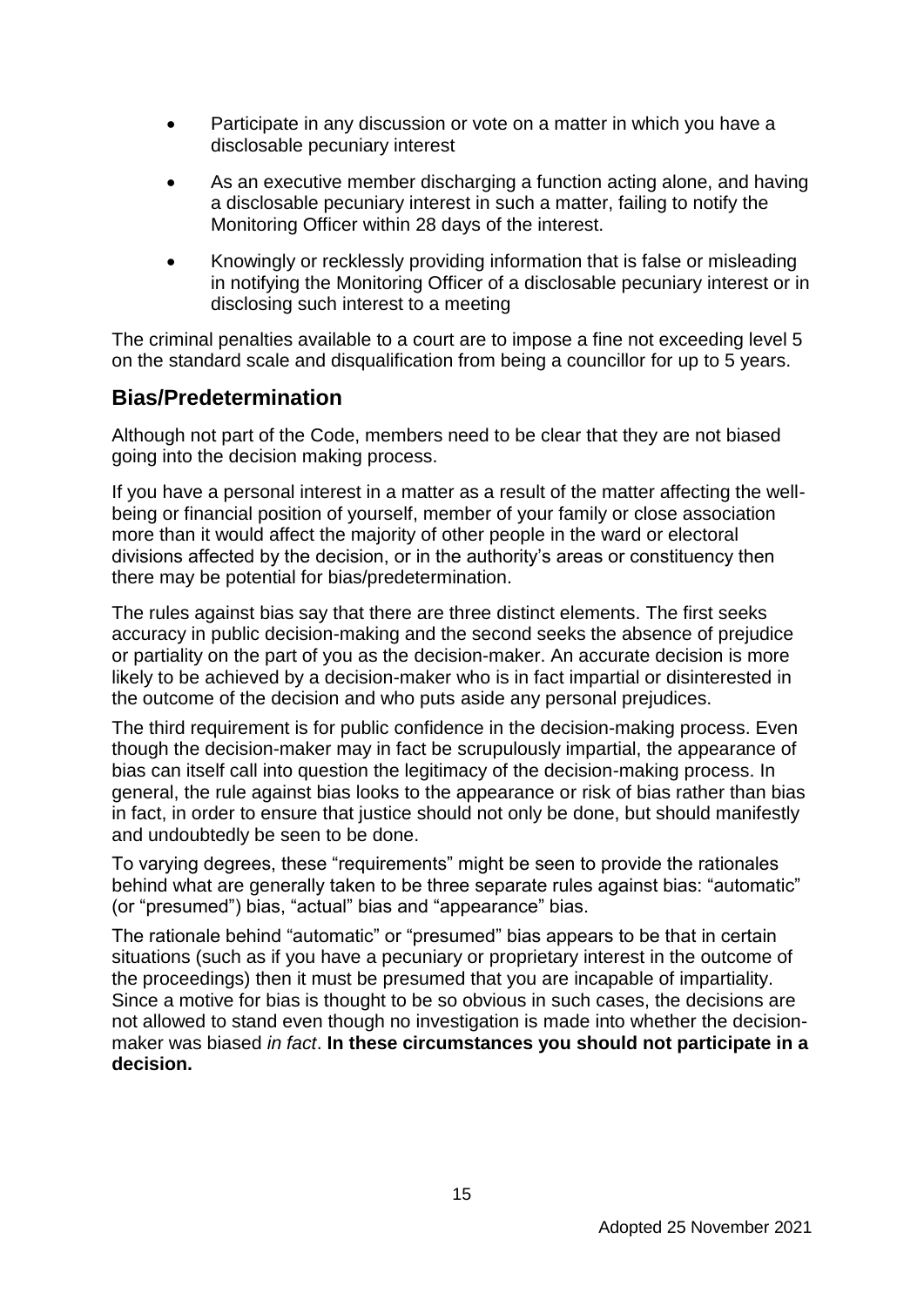- Participate in any discussion or vote on a matter in which you have a disclosable pecuniary interest
- As an executive member discharging a function acting alone, and having a disclosable pecuniary interest in such a matter, failing to notify the Monitoring Officer within 28 days of the interest.
- Knowingly or recklessly providing information that is false or misleading in notifying the Monitoring Officer of a disclosable pecuniary interest or in disclosing such interest to a meeting

The criminal penalties available to a court are to impose a fine not exceeding level 5 on the standard scale and disqualification from being a councillor for up to 5 years.

## Bias/Predetermination

Although not part of the Code, members need to be clear that they are not biased going into the decision making process.

If you have a personal interest in a matter as a result of the matter affecting the well-being or financial position of yourself, member of your family or close association more than it would affect the majority of other people in the ward or electoral divisions affected by the decision, or in the authority's areas or constituency then there may be potential for bias/predetermination.

The rules against bias say that there are three distinct elements. The first seeks accuracy in public decision-making and the second seeks the absence of prejudice or partiality on the part of you as the decision-maker. An accurate decision is more likely to be achieved by a decision-maker who is in fact impartial or disinterested in the outcome of the decision and who puts aside any personal prejudices.

The third requirement is for public confidence in the decision-making process. Even though the decision-maker may in fact be scrupulously impartial, the appearance of bias can itself call into question the legitimacy of the decision-making process. In general, the rule against bias looks to the appearance or risk of bias rather than bias in fact, in order to ensure that justice should not only be done, but should manifestly and undoubtedly be seen to be done.

To varying degrees, these "requirements" might be seen to provide the rationales behind what are generally taken to be three separate rules against bias: "automatic" (or "presumed") bias, "actual" bias and "appearance" bias.

The rationale behind "automatic" or "presumed" bias appears to be that in certain situations (such as if you have a pecuniary or proprietary interest in the outcome of the proceedings) then it must be presumed that you are incapable of impartiality. Since a motive for bias is thought to be so obvious in such cases, the decisions are not allowed to stand even though no investigation is made into whether the decision-maker was biased *in fact*. **In these circumstances you should not participate in a decision.**

Adopted 25 November 2021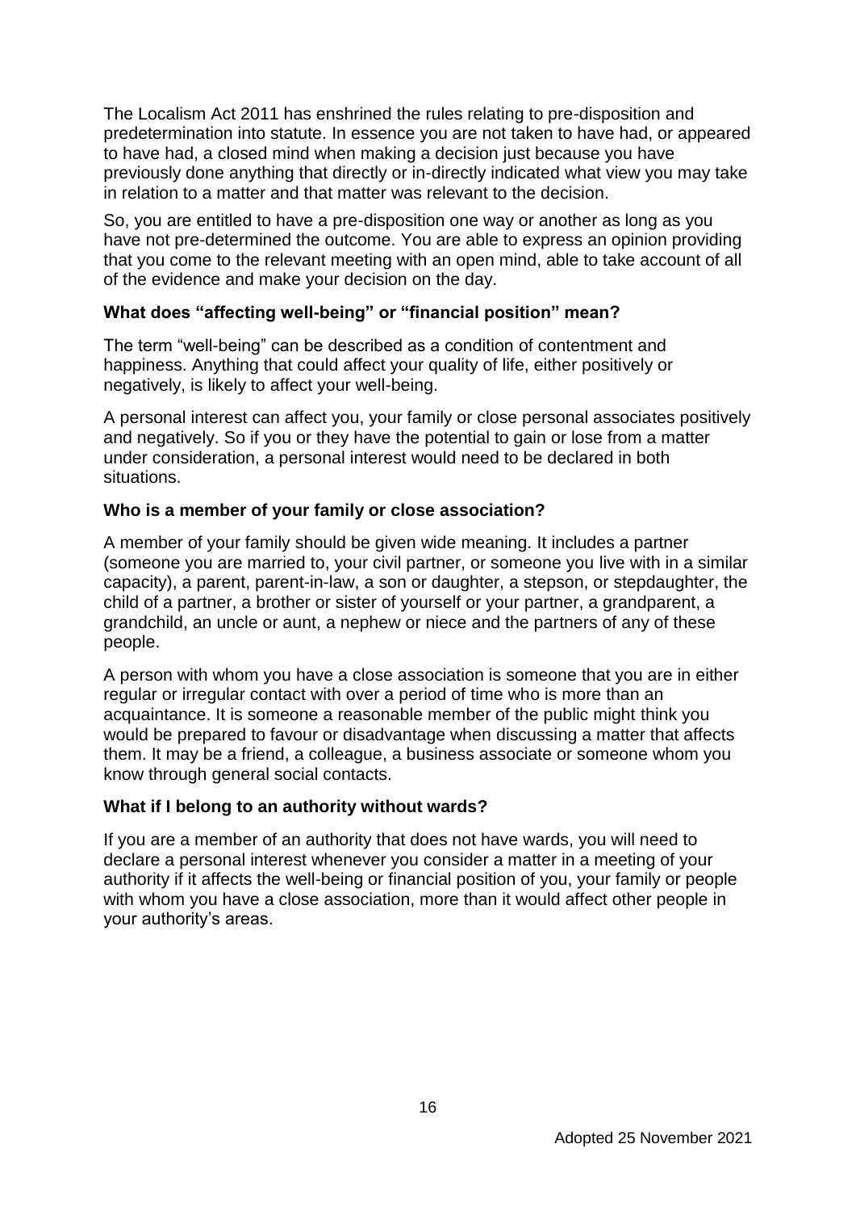The Localism Act 2011 has enshrined the rules relating to pre-disposition and predetermination into statute. In essence you are not taken to have had, or appeared to have had, a closed mind when making a decision just because you have previously done anything that directly or in-directly indicated what view you may take in relation to a matter and that matter was relevant to the decision.

So, you are entitled to have a pre-disposition one way or another as long as you have not pre-determined the outcome. You are able to express an opinion providing that you come to the relevant meeting with an open mind, able to take account of all of the evidence and make your decision on the day.

### What does "affecting well-being" or "financial position" mean?

The term "well-being" can be described as a condition of contentment and happiness. Anything that could affect your quality of life, either positively or negatively, is likely to affect your well-being.

A personal interest can affect you, your family or close personal associates positively and negatively. So if you or they have the potential to gain or lose from a matter under consideration, a personal interest would need to be declared in both situations.

### Who is a member of your family or close association?

A member of your family should be given wide meaning. It includes a partner (someone you are married to, your civil partner, or someone you live with in a similar capacity), a parent, parent-in-law, a son or daughter, a stepson, or stepdaughter, the child of a partner, a brother or sister of yourself or your partner, a grandparent, a grandchild, an uncle or aunt, a nephew or niece and the partners of any of these people.

A person with whom you have a close association is someone that you are in either regular or irregular contact with over a period of time who is more than an acquaintance. It is someone a reasonable member of the public might think you would be prepared to favour or disadvantage when discussing a matter that affects them. It may be a friend, a colleague, a business associate or someone whom you know through general social contacts.

### What if I belong to an authority without wards?

If you are a member of an authority that does not have wards, you will need to declare a personal interest whenever you consider a matter in a meeting of your authority if it affects the well-being or financial position of you, your family or people with whom you have a close association, more than it would affect other people in your authority's areas.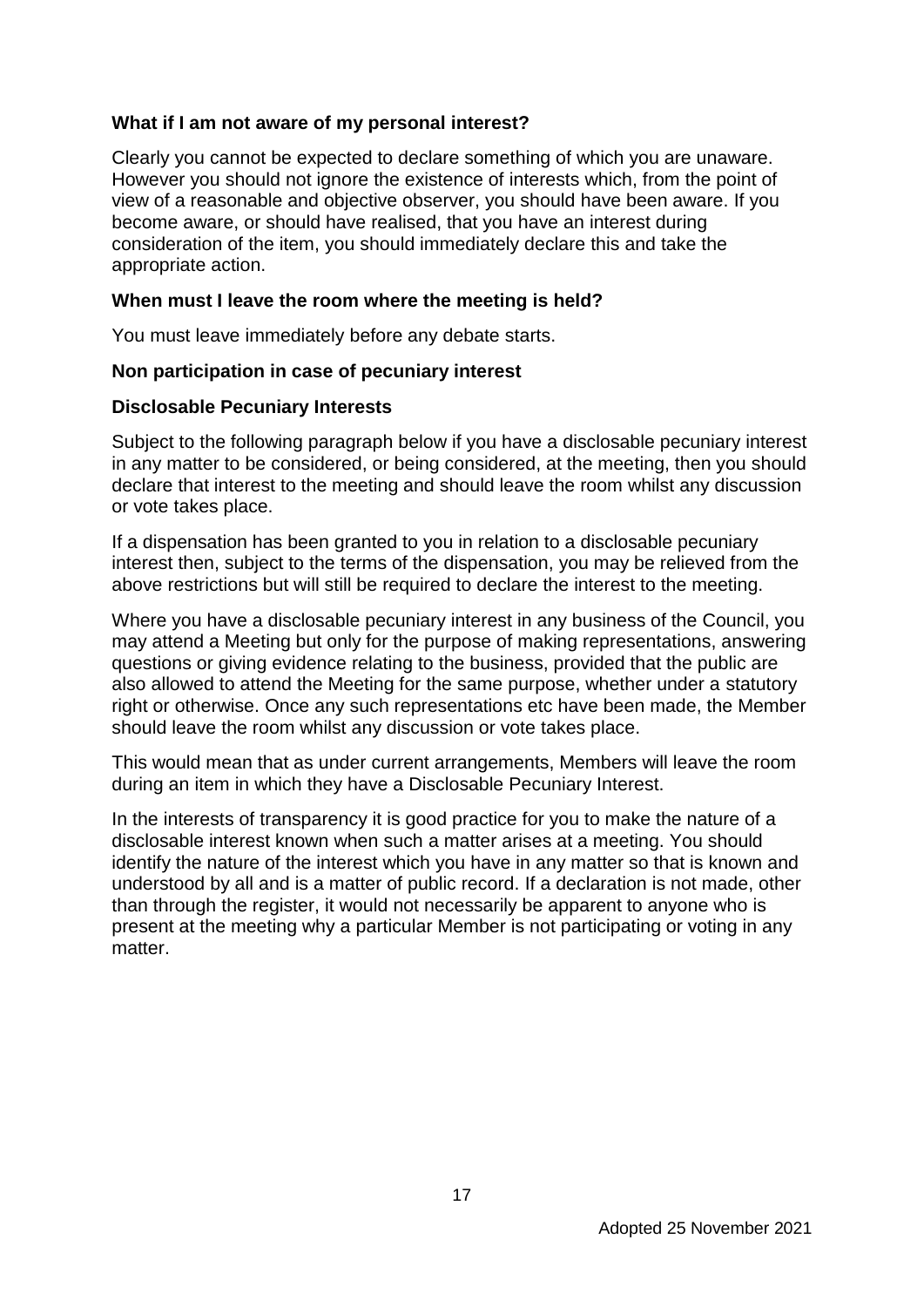**What if I am not aware of my personal interest?**

Clearly you cannot be expected to declare something of which you are unaware. However you should not ignore the existence of interests which, from the point of view of a reasonable and objective observer, you should have been aware. If you become aware, or should have realised, that you have an interest during consideration of the item, you should immediately declare this and take the appropriate action.

**When must I leave the room where the meeting is held?**

You must leave immediately before any debate starts.

**Non participation in case of pecuniary interest**

**Disclosable Pecuniary Interests**

Subject to the following paragraph below if you have a disclosable pecuniary interest in any matter to be considered, or being considered, at the meeting, then you should declare that interest to the meeting and should leave the room whilst any discussion or vote takes place.

If a dispensation has been granted to you in relation to a disclosable pecuniary interest then, subject to the terms of the dispensation, you may be relieved from the above restrictions but will still be required to declare the interest to the meeting.

Where you have a disclosable pecuniary interest in any business of the Council, you may attend a Meeting but only for the purpose of making representations, answering questions or giving evidence relating to the business, provided that the public are also allowed to attend the Meeting for the same purpose, whether under a statutory right or otherwise. Once any such representations etc have been made, the Member should leave the room whilst any discussion or vote takes place.

This would mean that as under current arrangements, Members will leave the room during an item in which they have a Disclosable Pecuniary Interest.

In the interests of transparency it is good practice for you to make the nature of a disclosable interest known when such a matter arises at a meeting. You should identify the nature of the interest which you have in any matter so that is known and understood by all and is a matter of public record. If a declaration is not made, other than through the register, it would not necessarily be apparent to anyone who is present at the meeting why a particular Member is not participating or voting in any matter.

Adopted 25 November 2021